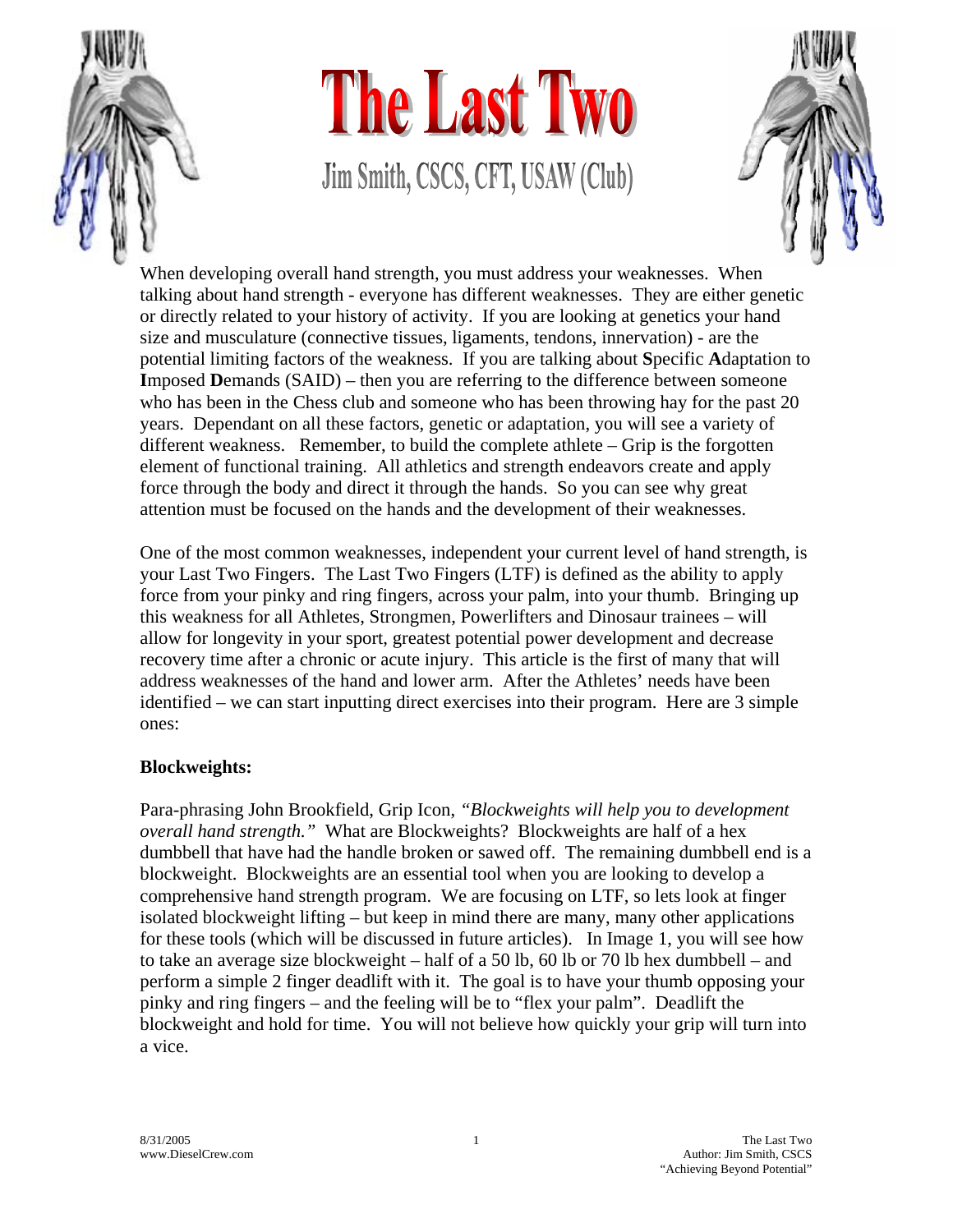# The Last Two

### Jim Smith, CSCS, CFT, USAW (Club)

When developing overall hand strength, you must address your weaknesses. When talking about hand strength - everyone has different weaknesses. They are either genetic or directly related to your history of activity. If you are looking at genetics your hand size and musculature (connective tissues, ligaments, tendons, innervation) - are the potential limiting factors of the weakness. If you are talking about **S**pecific **A**daptation to **I**mposed **D**emands (SAID) – then you are referring to the difference between someone who has been in the Chess club and someone who has been throwing hay for the past 20 years. Dependant on all these factors, genetic or adaptation, you will see a variety of different weakness. Remember, to build the complete athlete – Grip is the forgotten element of functional training. All athletics and strength endeavors create and apply force through the body and direct it through the hands. So you can see why great attention must be focused on the hands and the development of their weaknesses.

One of the most common weaknesses, independent your current level of hand strength, is your Last Two Fingers. The Last Two Fingers (LTF) is defined as the ability to apply force from your pinky and ring fingers, across your palm, into your thumb. Bringing up this weakness for all Athletes, Strongmen, Powerlifters and Dinosaur trainees – will allow for longevity in your sport, greatest potential power development and decrease recovery time after a chronic or acute injury. This article is the first of many that will address weaknesses of the hand and lower arm. After the Athletes' needs have been identified – we can start inputting direct exercises into their program. Here are 3 simple ones:

**Blockweights:**

Para-phrasing John Brookfield, Grip Icon, *"Blockweights will help you to development overall hand strength."* What are Blockweights? Blockweights are half of a hex dumbbell that have had the handle broken or sawed off. The remaining dumbbell end is a blockweight. Blockweights are an essential tool when you are looking to develop a comprehensive hand strength program. We are focusing on LTF, so lets look at finger isolated blockweight lifting – but keep in mind there are many, many other applications for these tools (which will be discussed in future articles). In Image 1, you will see how to take an average size blockweight – half of a 50 lb, 60 lb or 70 lb hex dumbbell – and perform a simple 2 finger deadlift with it. The goal is to have your thumb opposing your pinky and ring fingers – and the feeling will be to "flex your palm". Deadlift the blockweight and hold for time. You will not believe how quickly your grip will turn into a vice.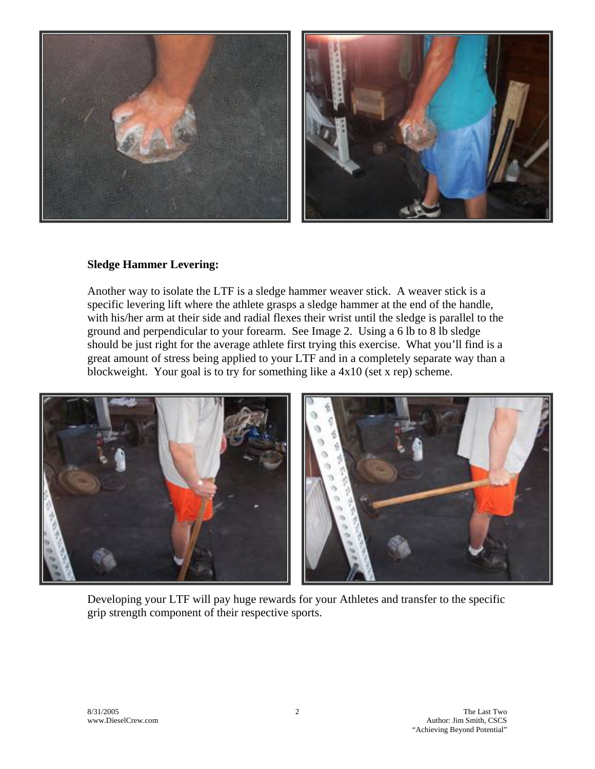**Sledge Hammer Levering:**

Another way to isolate the LTF is a sledge hammer weaver stick. A weaver stick is a specific levering lift where the athlete grasps a sledge hammer at the end of the handle, with his/her arm at their side and radial flexes their wrist until the sledge is parallel to the ground and perpendicular to your forearm. See Image 2. Using a 6 lb to 8 lb sledge should be just right for the average athlete first trying this exercise. What you'll find is a great amount of stress being applied to your LTF and in a completely separate way than a blockweight. Your goal is to try for something like a 4x10 (set x rep) scheme.

Developing your LTF will pay huge rewards for your Athletes and transfer to the specific grip strength component of their respective sports.